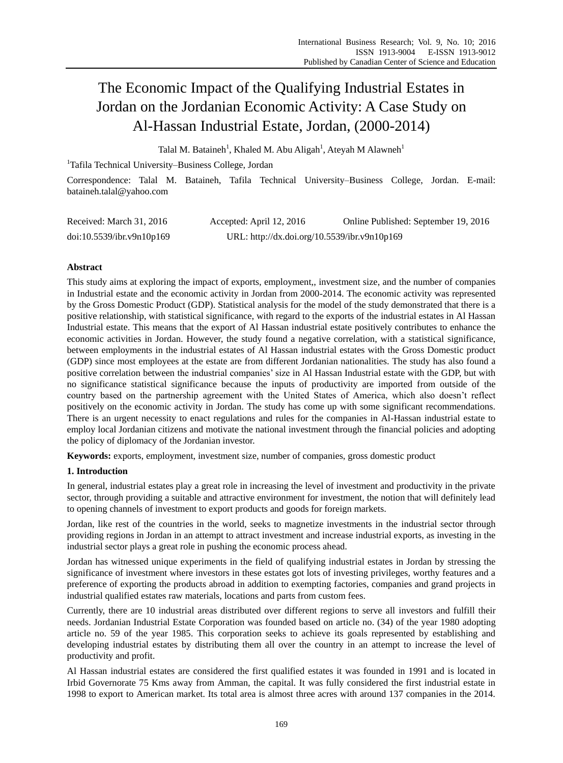# The Economic Impact of the Qualifying Industrial Estates in Jordan on the Jordanian Economic Activity: A Case Study on Al-Hassan Industrial Estate, Jordan, (2000-2014)

Talal M. Bataineh[1], Khaled M. Abu Aligah[1], Ateyah M Alawneh[1]

[1]Tafila Technical University–Business College, Jordan

Correspondence: Talal M. Bataineh, Tafila Technical University–Business College, Jordan. E-mail: bataineh.talal@yahoo.com

Received: March 31, 2016 Accepted: April 12, 2016 Online Published: September 19, 2016

doi:10.5539/ibr.v9n10p169 URL: http://dx.doi.org/10.5539/ibr.v9n10p169

## Abstract

This study aims at exploring the impact of exports, employment,, investment size, and the number of companies in Industrial estate and the economic activity in Jordan from 2000-2014. The economic activity was represented by the Gross Domestic Product (GDP). Statistical analysis for the model of the study demonstrated that there is a positive relationship, with statistical significance, with regard to the exports of the industrial estates in Al Hassan Industrial estate. This means that the export of Al Hassan industrial estate positively contributes to enhance the economic activities in Jordan. However, the study found a negative correlation, with a statistical significance, between employments in the industrial estates of Al Hassan industrial estates with the Gross Domestic product (GDP) since most employees at the estate are from different Jordanian nationalities. The study has also found a positive correlation between the industrial companies' size in Al Hassan Industrial estate with the GDP, but with no significance statistical significance because the inputs of productivity are imported from outside of the country based on the partnership agreement with the United States of America, which also doesn't reflect positively on the economic activity in Jordan. The study has come up with some significant recommendations. There is an urgent necessity to enact regulations and rules for the companies in Al-Hassan industrial estate to employ local Jordanian citizens and motivate the national investment through the financial policies and adopting the policy of diplomacy of the Jordanian investor.

**Keywords:** exports, employment, investment size, number of companies, gross domestic product

## 1. Introduction

In general, industrial estates play a great role in increasing the level of investment and productivity in the private sector, through providing a suitable and attractive environment for investment, the notion that will definitely lead to opening channels of investment to export products and goods for foreign markets.

Jordan, like rest of the countries in the world, seeks to magnetize investments in the industrial sector through providing regions in Jordan in an attempt to attract investment and increase industrial exports, as investing in the industrial sector plays a great role in pushing the economic process ahead.

Jordan has witnessed unique experiments in the field of qualifying industrial estates in Jordan by stressing the significance of investment where investors in these estates got lots of investing privileges, worthy features and a preference of exporting the products abroad in addition to exempting factories, companies and grand projects in industrial qualified estates raw materials, locations and parts from custom fees.

Currently, there are 10 industrial areas distributed over different regions to serve all investors and fulfill their needs. Jordanian Industrial Estate Corporation was founded based on article no. (34) of the year 1980 adopting article no. 59 of the year 1985. This corporation seeks to achieve its goals represented by establishing and developing industrial estates by distributing them all over the country in an attempt to increase the level of productivity and profit.

Al Hassan industrial estates are considered the first qualified estates it was founded in 1991 and is located in Irbid Governorate 75 Kms away from Amman, the capital. It was fully considered the first industrial estate in 1998 to export to American market. Its total area is almost three acres with around 137 companies in the 2014.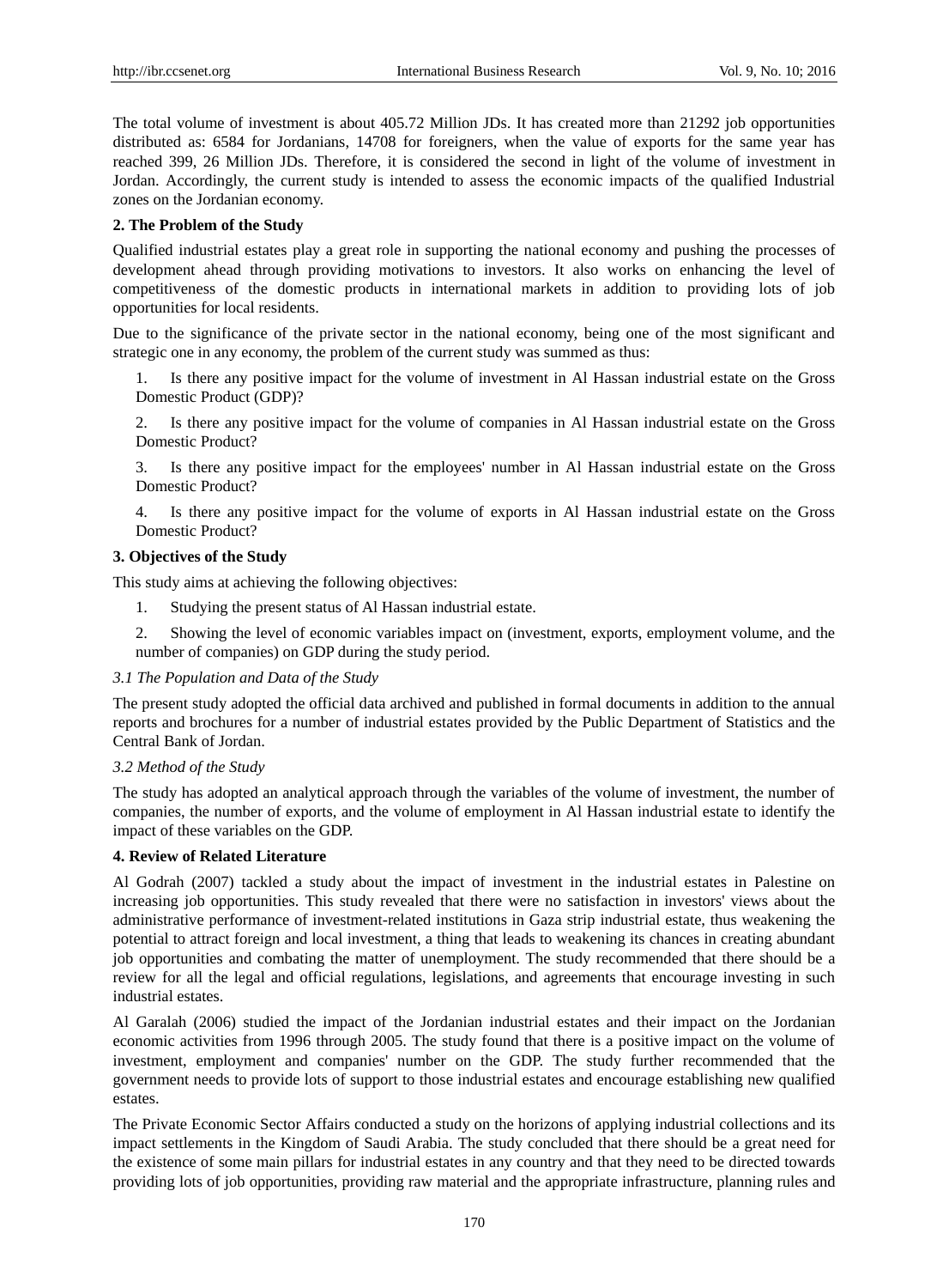The total volume of investment is about 405.72 Million JDs. It has created more than 21292 job opportunities distributed as: 6584 for Jordanians, 14708 for foreigners, when the value of exports for the same year has reached 399, 26 Million JDs. Therefore, it is considered the second in light of the volume of investment in Jordan. Accordingly, the current study is intended to assess the economic impacts of the qualified Industrial zones on the Jordanian economy.

## 2. The Problem of the Study

Qualified industrial estates play a great role in supporting the national economy and pushing the processes of development ahead through providing motivations to investors. It also works on enhancing the level of competitiveness of the domestic products in international markets in addition to providing lots of job opportunities for local residents.

Due to the significance of the private sector in the national economy, being one of the most significant and strategic one in any economy, the problem of the current study was summed as thus:

1. Is there any positive impact for the volume of investment in Al Hassan industrial estate on the Gross Domestic Product (GDP)?

2. Is there any positive impact for the volume of companies in Al Hassan industrial estate on the Gross Domestic Product?

3. Is there any positive impact for the employees' number in Al Hassan industrial estate on the Gross Domestic Product?

4. Is there any positive impact for the volume of exports in Al Hassan industrial estate on the Gross Domestic Product?

## 3. Objectives of the Study

This study aims at achieving the following objectives:

1. Studying the present status of Al Hassan industrial estate.

2. Showing the level of economic variables impact on (investment, exports, employment volume, and the number of companies) on GDP during the study period.

### *3.1 The Population and Data of the Study*

The present study adopted the official data archived and published in formal documents in addition to the annual reports and brochures for a number of industrial estates provided by the Public Department of Statistics and the Central Bank of Jordan.

### *3.2 Method of the Study*

The study has adopted an analytical approach through the variables of the volume of investment, the number of companies, the number of exports, and the volume of employment in Al Hassan industrial estate to identify the impact of these variables on the GDP.

## 4. Review of Related Literature

Al Godrah (2007) tackled a study about the impact of investment in the industrial estates in Palestine on increasing job opportunities. This study revealed that there were no satisfaction in investors' views about the administrative performance of investment-related institutions in Gaza strip industrial estate, thus weakening the potential to attract foreign and local investment, a thing that leads to weakening its chances in creating abundant job opportunities and combating the matter of unemployment. The study recommended that there should be a review for all the legal and official regulations, legislations, and agreements that encourage investing in such industrial estates.

Al Garalah (2006) studied the impact of the Jordanian industrial estates and their impact on the Jordanian economic activities from 1996 through 2005. The study found that there is a positive impact on the volume of investment, employment and companies' number on the GDP. The study further recommended that the government needs to provide lots of support to those industrial estates and encourage establishing new qualified estates.

The Private Economic Sector Affairs conducted a study on the horizons of applying industrial collections and its impact settlements in the Kingdom of Saudi Arabia. The study concluded that there should be a great need for the existence of some main pillars for industrial estates in any country and that they need to be directed towards providing lots of job opportunities, providing raw material and the appropriate infrastructure, planning rules and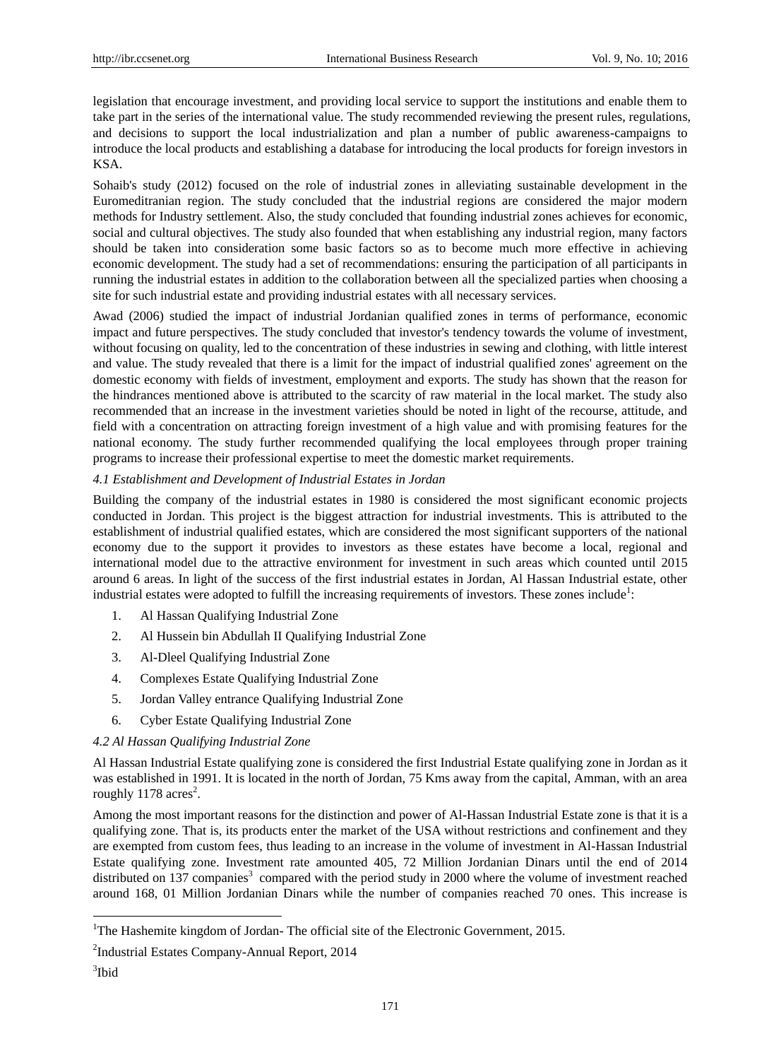legislation that encourage investment, and providing local service to support the institutions and enable them to take part in the series of the international value. The study recommended reviewing the present rules, regulations, and decisions to support the local industrialization and plan a number of public awareness-campaigns to introduce the local products and establishing a database for introducing the local products for foreign investors in KSA.

Sohaib's study (2012) focused on the role of industrial zones in alleviating sustainable development in the Euromeditranian region. The study concluded that the industrial regions are considered the major modern methods for Industry settlement. Also, the study concluded that founding industrial zones achieves for economic, social and cultural objectives. The study also founded that when establishing any industrial region, many factors should be taken into consideration some basic factors so as to become much more effective in achieving economic development. The study had a set of recommendations: ensuring the participation of all participants in running the industrial estates in addition to the collaboration between all the specialized parties when choosing a site for such industrial estate and providing industrial estates with all necessary services.

Awad (2006) studied the impact of industrial Jordanian qualified zones in terms of performance, economic impact and future perspectives. The study concluded that investor's tendency towards the volume of investment, without focusing on quality, led to the concentration of these industries in sewing and clothing, with little interest and value. The study revealed that there is a limit for the impact of industrial qualified zones' agreement on the domestic economy with fields of investment, employment and exports. The study has shown that the reason for the hindrances mentioned above is attributed to the scarcity of raw material in the local market. The study also recommended that an increase in the investment varieties should be noted in light of the recourse, attitude, and field with a concentration on attracting foreign investment of a high value and with promising features for the national economy. The study further recommended qualifying the local employees through proper training programs to increase their professional expertise to meet the domestic market requirements.

*4.1 Establishment and Development of Industrial Estates in Jordan*

Building the company of the industrial estates in 1980 is considered the most significant economic projects conducted in Jordan. This project is the biggest attraction for industrial investments. This is attributed to the establishment of industrial qualified estates, which are considered the most significant supporters of the national economy due to the support it provides to investors as these estates have become a local, regional and international model due to the attractive environment for investment in such areas which counted until 2015 around 6 areas. In light of the success of the first industrial estates in Jordan, Al Hassan Industrial estate, other industrial estates were adopted to fulfill the increasing requirements of investors. These zones include[1]:

1. Al Hassan Qualifying Industrial Zone
2. Al Hussein bin Abdullah II Qualifying Industrial Zone
3. Al-Dleel Qualifying Industrial Zone
4. Complexes Estate Qualifying Industrial Zone
5. Jordan Valley entrance Qualifying Industrial Zone
6. Cyber Estate Qualifying Industrial Zone

*4.2 Al Hassan Qualifying Industrial Zone*

Al Hassan Industrial Estate qualifying zone is considered the first Industrial Estate qualifying zone in Jordan as it was established in 1991. It is located in the north of Jordan, 75 Kms away from the capital, Amman, with an area roughly 1178 acres[2].

Among the most important reasons for the distinction and power of Al-Hassan Industrial Estate zone is that it is a qualifying zone. That is, its products enter the market of the USA without restrictions and confinement and they are exempted from custom fees, thus leading to an increase in the volume of investment in Al-Hassan Industrial Estate qualifying zone. Investment rate amounted 405, 72 Million Jordanian Dinars until the end of 2014 distributed on 137 companies[3] compared with the period study in 2000 where the volume of investment reached around 168, 01 Million Jordanian Dinars while the number of companies reached 70 ones. This increase is

[1] The Hashemite kingdom of Jordan- The official site of the Electronic Government, 2015.

[2] Industrial Estates Company-Annual Report, 2014

[3] Ibid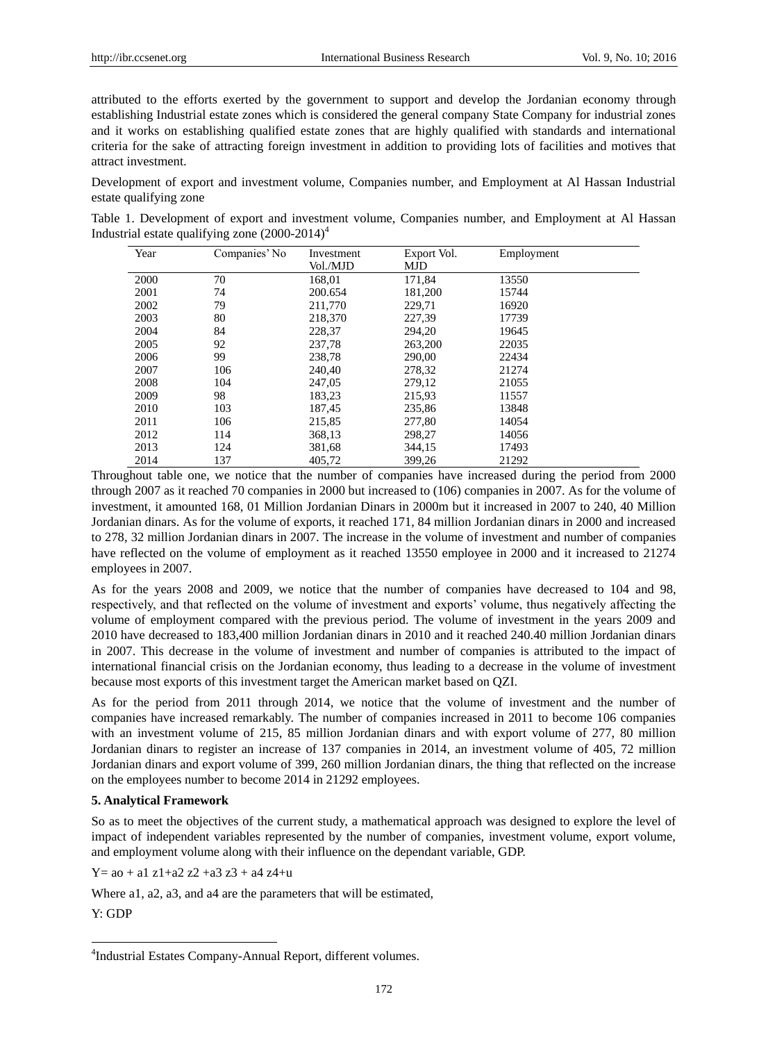attributed to the efforts exerted by the government to support and develop the Jordanian economy through establishing Industrial estate zones which is considered the general company State Company for industrial zones and it works on establishing qualified estate zones that are highly qualified with standards and international criteria for the sake of attracting foreign investment in addition to providing lots of facilities and motives that attract investment.

Development of export and investment volume, Companies number, and Employment at Al Hassan Industrial estate qualifying zone

Table 1. Development of export and investment volume, Companies number, and Employment at Al Hassan Industrial estate qualifying zone (2000-2014)[4]

| Year | Companies' No | Investment Vol./MJD | Export Vol. MJD | Employment |
|---|---|---|---|---|
| 2000 | 70 | 168,01 | 171,84 | 13550 |
| 2001 | 74 | 200.654 | 181,200 | 15744 |
| 2002 | 79 | 211,770 | 229,71 | 16920 |
| 2003 | 80 | 218,370 | 227,39 | 17739 |
| 2004 | 84 | 228,37 | 294,20 | 19645 |
| 2005 | 92 | 237,78 | 263,200 | 22035 |
| 2006 | 99 | 238,78 | 290,00 | 22434 |
| 2007 | 106 | 240,40 | 278,32 | 21274 |
| 2008 | 104 | 247,05 | 279,12 | 21055 |
| 2009 | 98 | 183,23 | 215,93 | 11557 |
| 2010 | 103 | 187,45 | 235,86 | 13848 |
| 2011 | 106 | 215,85 | 277,80 | 14054 |
| 2012 | 114 | 368,13 | 298,27 | 14056 |
| 2013 | 124 | 381,68 | 344,15 | 17493 |
| 2014 | 137 | 405,72 | 399,26 | 21292 |

Throughout table one, we notice that the number of companies have increased during the period from 2000 through 2007 as it reached 70 companies in 2000 but increased to (106) companies in 2007. As for the volume of investment, it amounted 168, 01 Million Jordanian Dinars in 2000m but it increased in 2007 to 240, 40 Million Jordanian dinars. As for the volume of exports, it reached 171, 84 million Jordanian dinars in 2000 and increased to 278, 32 million Jordanian dinars in 2007. The increase in the volume of investment and number of companies have reflected on the volume of employment as it reached 13550 employee in 2000 and it increased to 21274 employees in 2007.

As for the years 2008 and 2009, we notice that the number of companies have decreased to 104 and 98, respectively, and that reflected on the volume of investment and exports' volume, thus negatively affecting the volume of employment compared with the previous period. The volume of investment in the years 2009 and 2010 have decreased to 183,400 million Jordanian dinars in 2010 and it reached 240.40 million Jordanian dinars in 2007. This decrease in the volume of investment and number of companies is attributed to the impact of international financial crisis on the Jordanian economy, thus leading to a decrease in the volume of investment because most exports of this investment target the American market based on QZI.

As for the period from 2011 through 2014, we notice that the volume of investment and the number of companies have increased remarkably. The number of companies increased in 2011 to become 106 companies with an investment volume of 215, 85 million Jordanian dinars and with export volume of 277, 80 million Jordanian dinars to register an increase of 137 companies in 2014, an investment volume of 405, 72 million Jordanian dinars and export volume of 399, 260 million Jordanian dinars, the thing that reflected on the increase on the employees number to become 2014 in 21292 employees.

**5. Analytical Framework**

So as to meet the objectives of the current study, a mathematical approach was designed to explore the level of impact of independent variables represented by the number of companies, investment volume, export volume, and employment volume along with their influence on the dependant variable, GDP.

$$Y = a_0 + a_1 z_1 + a_2 z_2 + a_3 z_3 + a_4 z_4 + u$$

Where a1, a2, a3, and a4 are the parameters that will be estimated,

Y: GDP

[4] Industrial Estates Company-Annual Report, different volumes.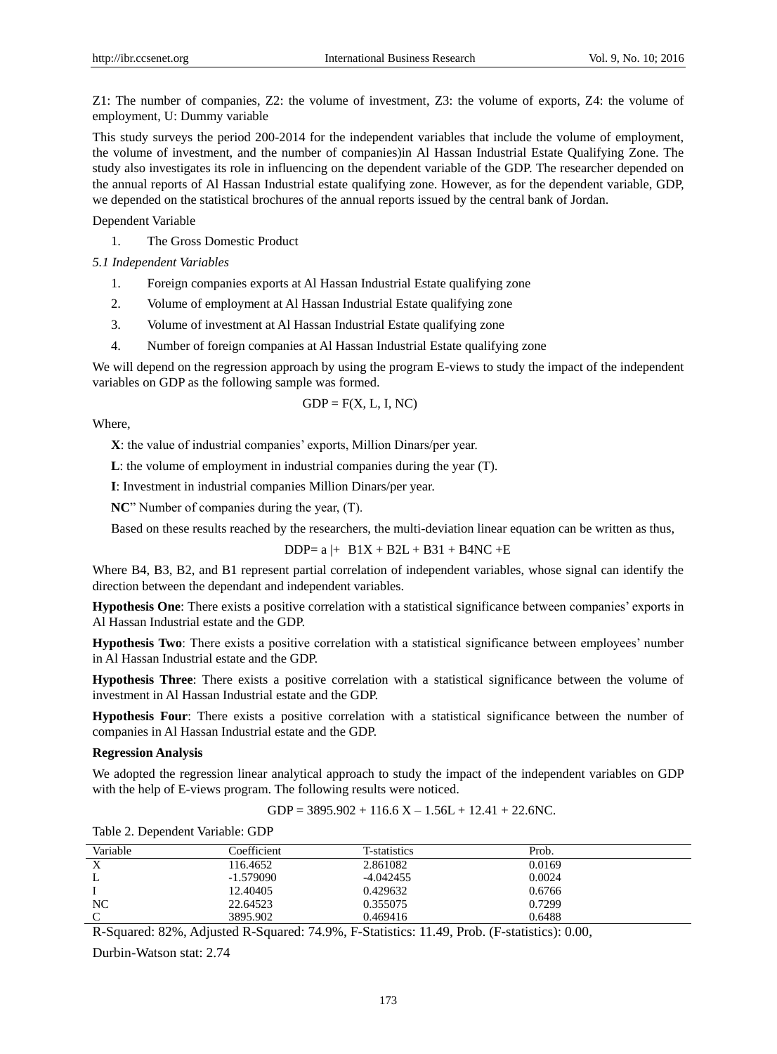Z1: The number of companies, Z2: the volume of investment, Z3: the volume of exports, Z4: the volume of employment, U: Dummy variable

This study surveys the period 200-2014 for the independent variables that include the volume of employment, the volume of investment, and the number of companies)in Al Hassan Industrial Estate Qualifying Zone. The study also investigates its role in influencing on the dependent variable of the GDP. The researcher depended on the annual reports of Al Hassan Industrial estate qualifying zone. However, as for the dependent variable, GDP, we depended on the statistical brochures of the annual reports issued by the central bank of Jordan.

Dependent Variable

1. The Gross Domestic Product

*5.1 Independent Variables*

1. Foreign companies exports at Al Hassan Industrial Estate qualifying zone
2. Volume of employment at Al Hassan Industrial Estate qualifying zone
3. Volume of investment at Al Hassan Industrial Estate qualifying zone
4. Number of foreign companies at Al Hassan Industrial Estate qualifying zone

We will depend on the regression approach by using the program E-views to study the impact of the independent variables on GDP as the following sample was formed.

$$GDP = F(X, L, I, NC)$$

Where,

**X**: the value of industrial companies' exports, Million Dinars/per year.

**L**: the volume of employment in industrial companies during the year (T).

**I**: Investment in industrial companies Million Dinars/per year.

**NC**" Number of companies during the year, (T).

Based on these results reached by the researchers, the multi-deviation linear equation can be written as thus,

$$DDP= a |+ \; B1X + B2L + B31 + B4NC +E$$

Where B4, B3, B2, and B1 represent partial correlation of independent variables, whose signal can identify the direction between the dependant and independent variables.

**Hypothesis One**: There exists a positive correlation with a statistical significance between companies' exports in Al Hassan Industrial estate and the GDP.

**Hypothesis Two**: There exists a positive correlation with a statistical significance between employees' number in Al Hassan Industrial estate and the GDP.

**Hypothesis Three**: There exists a positive correlation with a statistical significance between the volume of investment in Al Hassan Industrial estate and the GDP.

**Hypothesis Four**: There exists a positive correlation with a statistical significance between the number of companies in Al Hassan Industrial estate and the GDP.

**Regression Analysis**

We adopted the regression linear analytical approach to study the impact of the independent variables on GDP with the help of E-views program. The following results were noticed.

$$GDP = 3895.902 + 116.6\,X – 1.56L + 12.41 + 22.6NC.$$

Table 2. Dependent Variable: GDP

| Variable | Coefficient | T-statistics | Prob. |
|---|---|---|---|
| X | 116.4652 | 2.861082 | 0.0169 |
| L | -1.579090 | -4.042455 | 0.0024 |
| I | 12.40405 | 0.429632 | 0.6766 |
| NC | 22.64523 | 0.355075 | 0.7299 |
| C | 3895.902 | 0.469416 | 0.6488 |

R-Squared: 82%, Adjusted R-Squared: 74.9%, F-Statistics: 11.49, Prob. (F-statistics): 0.00,

Durbin-Watson stat: 2.74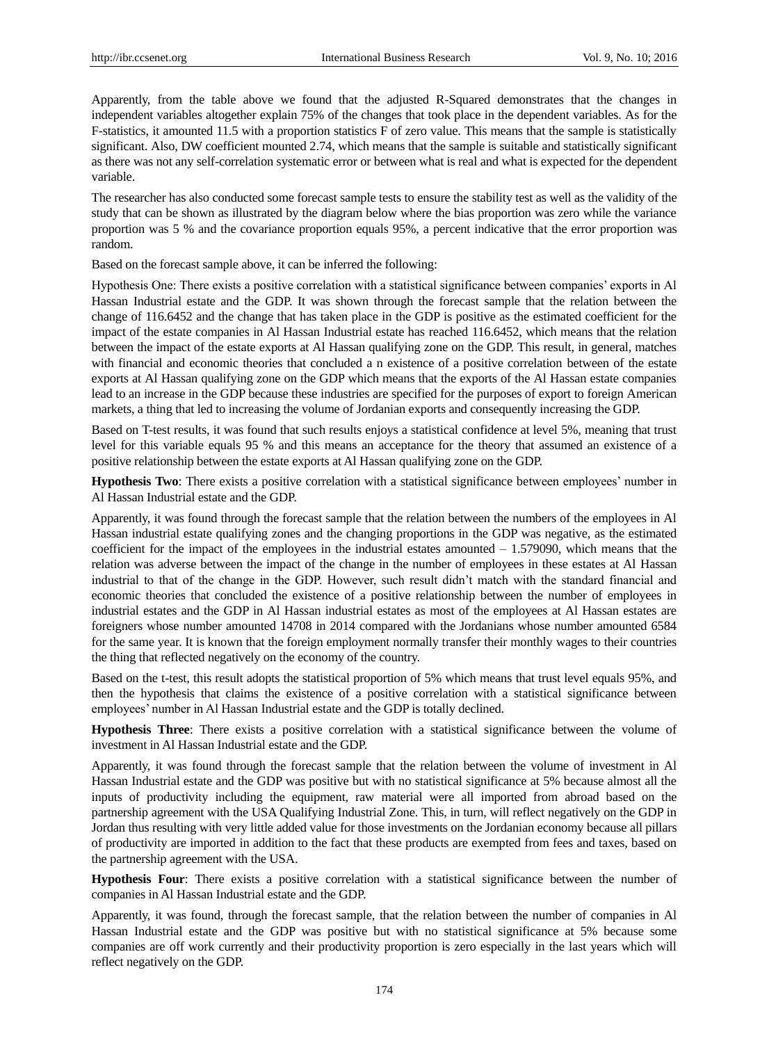Apparently, from the table above we found that the adjusted R-Squared demonstrates that the changes in independent variables altogether explain 75% of the changes that took place in the dependent variables. As for the F-statistics, it amounted 11.5 with a proportion statistics F of zero value. This means that the sample is statistically significant. Also, DW coefficient mounted 2.74, which means that the sample is suitable and statistically significant as there was not any self-correlation systematic error or between what is real and what is expected for the dependent variable.

The researcher has also conducted some forecast sample tests to ensure the stability test as well as the validity of the study that can be shown as illustrated by the diagram below where the bias proportion was zero while the variance proportion was 5 % and the covariance proportion equals 95%, a percent indicative that the error proportion was random.

Based on the forecast sample above, it can be inferred the following:

Hypothesis One: There exists a positive correlation with a statistical significance between companies' exports in Al Hassan Industrial estate and the GDP. It was shown through the forecast sample that the relation between the change of 116.6452 and the change that has taken place in the GDP is positive as the estimated coefficient for the impact of the estate companies in Al Hassan Industrial estate has reached 116.6452, which means that the relation between the impact of the estate exports at Al Hassan qualifying zone on the GDP. This result, in general, matches with financial and economic theories that concluded a n existence of a positive correlation between of the estate exports at Al Hassan qualifying zone on the GDP which means that the exports of the Al Hassan estate companies lead to an increase in the GDP because these industries are specified for the purposes of export to foreign American markets, a thing that led to increasing the volume of Jordanian exports and consequently increasing the GDP.

Based on T-test results, it was found that such results enjoys a statistical confidence at level 5%, meaning that trust level for this variable equals 95 % and this means an acceptance for the theory that assumed an existence of a positive relationship between the estate exports at Al Hassan qualifying zone on the GDP.

**Hypothesis Two**: There exists a positive correlation with a statistical significance between employees' number in Al Hassan Industrial estate and the GDP.

Apparently, it was found through the forecast sample that the relation between the numbers of the employees in Al Hassan industrial estate qualifying zones and the changing proportions in the GDP was negative, as the estimated coefficient for the impact of the employees in the industrial estates amounted – 1.579090, which means that the relation was adverse between the impact of the change in the number of employees in these estates at Al Hassan industrial to that of the change in the GDP. However, such result didn't match with the standard financial and economic theories that concluded the existence of a positive relationship between the number of employees in industrial estates and the GDP in Al Hassan industrial estates as most of the employees at Al Hassan estates are foreigners whose number amounted 14708 in 2014 compared with the Jordanians whose number amounted 6584 for the same year. It is known that the foreign employment normally transfer their monthly wages to their countries the thing that reflected negatively on the economy of the country.

Based on the t-test, this result adopts the statistical proportion of 5% which means that trust level equals 95%, and then the hypothesis that claims the existence of a positive correlation with a statistical significance between employees' number in Al Hassan Industrial estate and the GDP is totally declined.

**Hypothesis Three**: There exists a positive correlation with a statistical significance between the volume of investment in Al Hassan Industrial estate and the GDP.

Apparently, it was found through the forecast sample that the relation between the volume of investment in Al Hassan Industrial estate and the GDP was positive but with no statistical significance at 5% because almost all the inputs of productivity including the equipment, raw material were all imported from abroad based on the partnership agreement with the USA Qualifying Industrial Zone. This, in turn, will reflect negatively on the GDP in Jordan thus resulting with very little added value for those investments on the Jordanian economy because all pillars of productivity are imported in addition to the fact that these products are exempted from fees and taxes, based on the partnership agreement with the USA.

**Hypothesis Four**: There exists a positive correlation with a statistical significance between the number of companies in Al Hassan Industrial estate and the GDP.

Apparently, it was found, through the forecast sample, that the relation between the number of companies in Al Hassan Industrial estate and the GDP was positive but with no statistical significance at 5% because some companies are off work currently and their productivity proportion is zero especially in the last years which will reflect negatively on the GDP.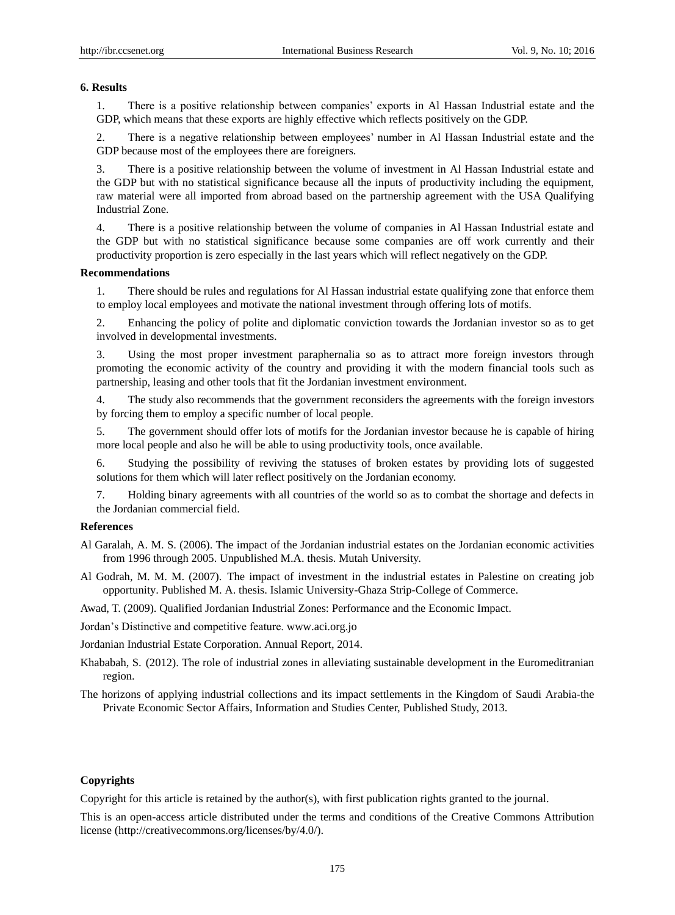## 6. Results

1. There is a positive relationship between companies' exports in Al Hassan Industrial estate and the GDP, which means that these exports are highly effective which reflects positively on the GDP.

2. There is a negative relationship between employees' number in Al Hassan Industrial estate and the GDP because most of the employees there are foreigners.

3. There is a positive relationship between the volume of investment in Al Hassan Industrial estate and the GDP but with no statistical significance because all the inputs of productivity including the equipment, raw material were all imported from abroad based on the partnership agreement with the USA Qualifying Industrial Zone.

4. There is a positive relationship between the volume of companies in Al Hassan Industrial estate and the GDP but with no statistical significance because some companies are off work currently and their productivity proportion is zero especially in the last years which will reflect negatively on the GDP.

### Recommendations

1. There should be rules and regulations for Al Hassan industrial estate qualifying zone that enforce them to employ local employees and motivate the national investment through offering lots of motifs.

2. Enhancing the policy of polite and diplomatic conviction towards the Jordanian investor so as to get involved in developmental investments.

3. Using the most proper investment paraphernalia so as to attract more foreign investors through promoting the economic activity of the country and providing it with the modern financial tools such as partnership, leasing and other tools that fit the Jordanian investment environment.

4. The study also recommends that the government reconsiders the agreements with the foreign investors by forcing them to employ a specific number of local people.

5. The government should offer lots of motifs for the Jordanian investor because he is capable of hiring more local people and also he will be able to using productivity tools, once available.

6. Studying the possibility of reviving the statuses of broken estates by providing lots of suggested solutions for them which will later reflect positively on the Jordanian economy.

7. Holding binary agreements with all countries of the world so as to combat the shortage and defects in the Jordanian commercial field.

## References

Al Garalah, A. M. S. (2006). The impact of the Jordanian industrial estates on the Jordanian economic activities from 1996 through 2005. Unpublished M.A. thesis. Mutah University.

Al Godrah, M. M. M. (2007). The impact of investment in the industrial estates in Palestine on creating job opportunity. Published M. A. thesis. Islamic University-Ghaza Strip-College of Commerce.

Awad, T. (2009). Qualified Jordanian Industrial Zones: Performance and the Economic Impact.

Jordan's Distinctive and competitive feature. www.aci.org.jo

Jordanian Industrial Estate Corporation. Annual Report, 2014.

Khababah, S. (2012). The role of industrial zones in alleviating sustainable development in the Euromeditranian region.

The horizons of applying industrial collections and its impact settlements in the Kingdom of Saudi Arabia-the Private Economic Sector Affairs, Information and Studies Center, Published Study, 2013.

## Copyrights

Copyright for this article is retained by the author(s), with first publication rights granted to the journal.

This is an open-access article distributed under the terms and conditions of the Creative Commons Attribution license (http://creativecommons.org/licenses/by/4.0/).